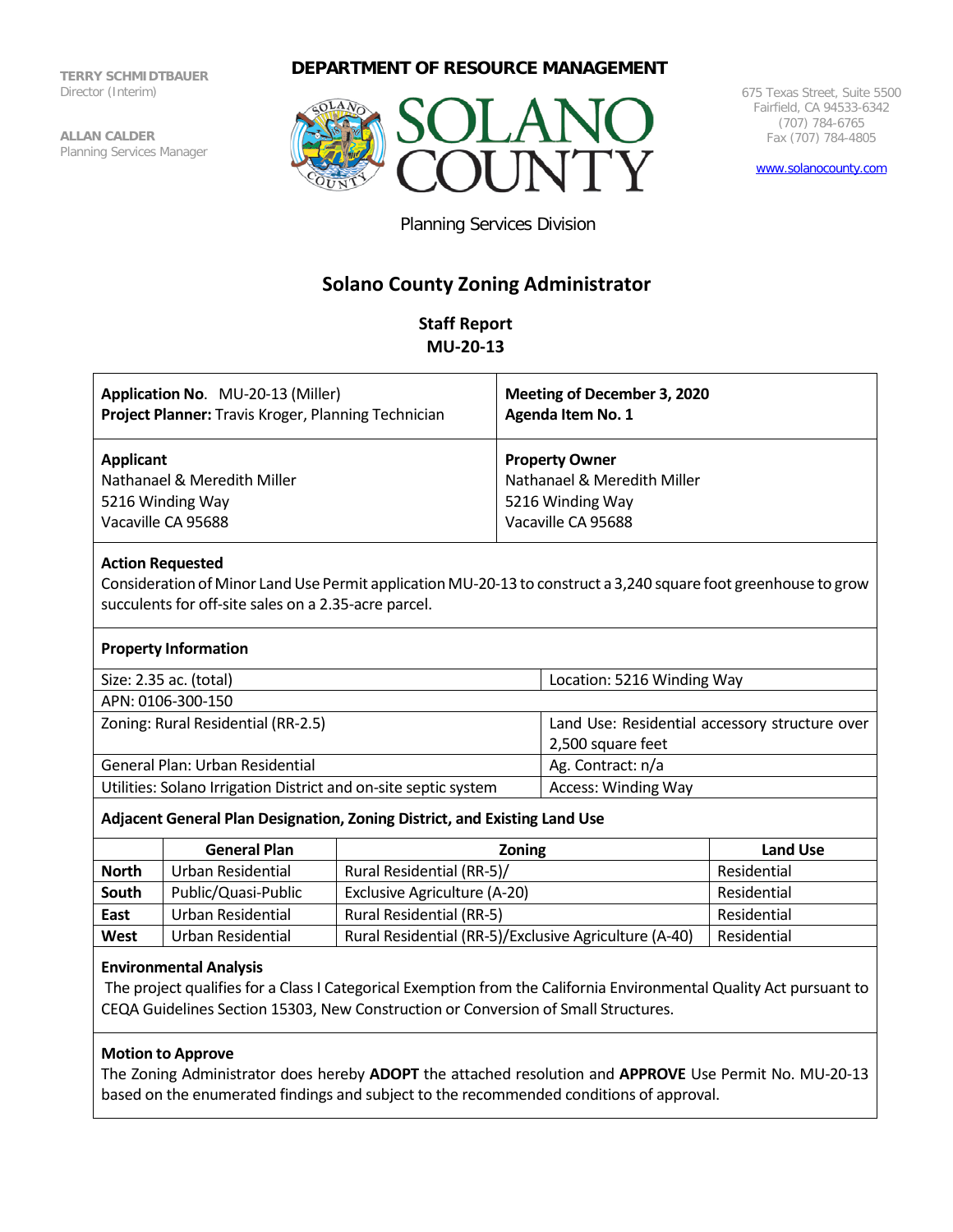TERRY SCHMIDTBAUER
Director (Interim)

ALLAN CALDER
Planning Services Manager

**DEPARTMENT OF RESOURCE MANAGEMENT**

SOLANO COUNTY

675 Texas Street, Suite 5500
Fairfield, CA 94533-6342
(707) 784-6765
Fax (707) 784-4805

www.solanocounty.com

Planning Services Division

# Solano County Zoning Administrator

## Staff Report
## MU-20-13

| | |
|---|---|
| **Application No.** MU-20-13 (Miller)<br>**Project Planner:** Travis Kroger, Planning Technician | **Meeting of December 3, 2020**<br>**Agenda Item No. 1** |
| **Applicant**<br>Nathanael & Meredith Miller<br>5216 Winding Way<br>Vacaville CA 95688 | **Property Owner**<br>Nathanael & Meredith Miller<br>5216 Winding Way<br>Vacaville CA 95688 |

**Action Requested**

Consideration of Minor Land Use Permit application MU-20-13 to construct a 3,240 square foot greenhouse to grow succulents for off-site sales on a 2.35-acre parcel.

**Property Information**

| | |
|---|---|
| Size: 2.35 ac. (total) | Location: 5216 Winding Way |
| APN: 0106-300-150 | |
| Zoning: Rural Residential (RR-2.5) | Land Use: Residential accessory structure over 2,500 square feet |
| General Plan: Urban Residential | Ag. Contract: n/a |
| Utilities: Solano Irrigation District and on-site septic system | Access: Winding Way |

**Adjacent General Plan Designation, Zoning District, and Existing Land Use**

| | General Plan | Zoning | Land Use |
|---|---|---|---|
| **North** | Urban Residential | Rural Residential (RR-5)/ | Residential |
| **South** | Public/Quasi-Public | Exclusive Agriculture (A-20) | Residential |
| **East** | Urban Residential | Rural Residential (RR-5) | Residential |
| **West** | Urban Residential | Rural Residential (RR-5)/Exclusive Agriculture (A-40) | Residential |

**Environmental Analysis**

The project qualifies for a Class I Categorical Exemption from the California Environmental Quality Act pursuant to CEQA Guidelines Section 15303, New Construction or Conversion of Small Structures.

**Motion to Approve**

The Zoning Administrator does hereby **ADOPT** the attached resolution and **APPROVE** Use Permit No. MU-20-13 based on the enumerated findings and subject to the recommended conditions of approval.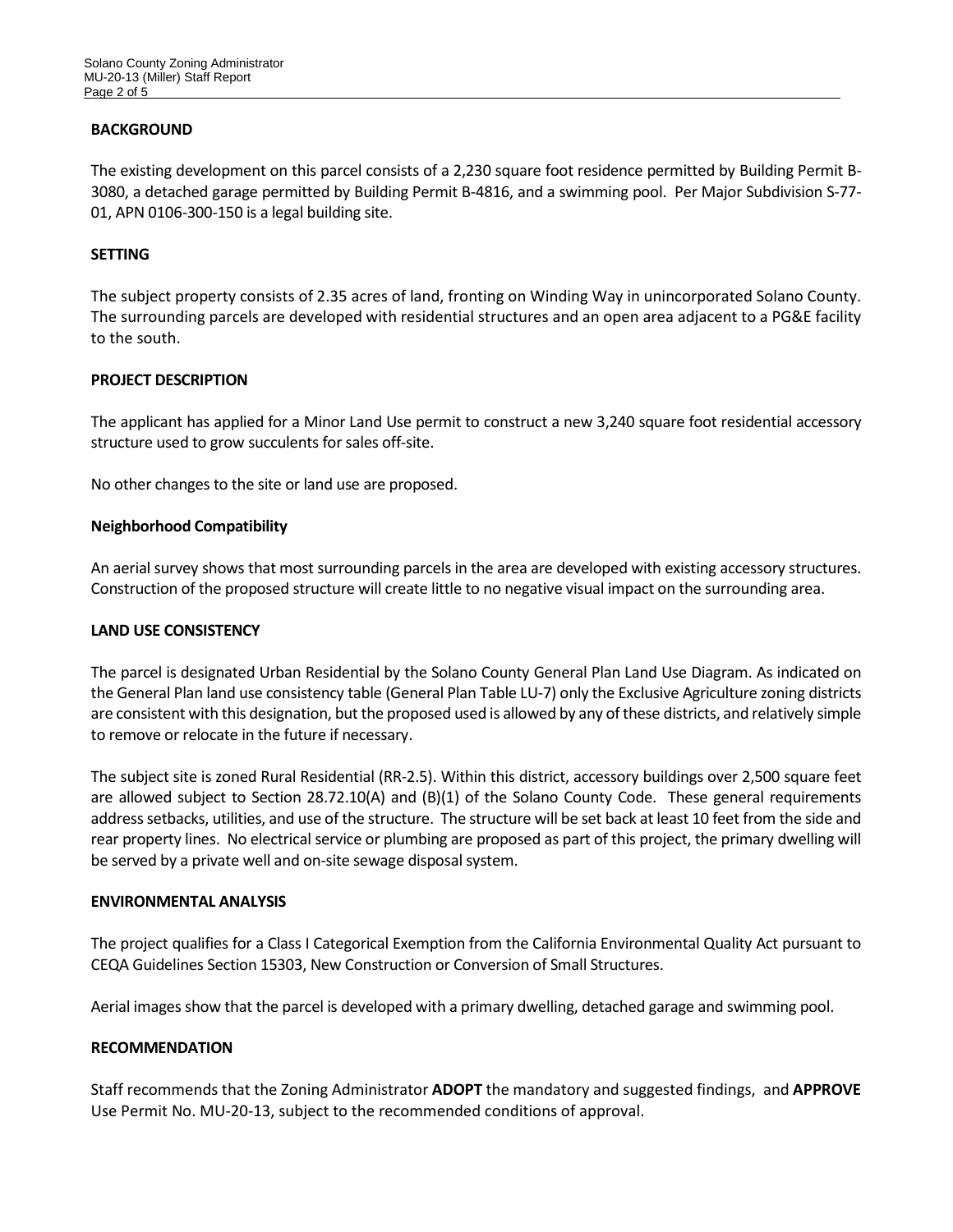## BACKGROUND

The existing development on this parcel consists of a 2,230 square foot residence permitted by Building Permit B-3080, a detached garage permitted by Building Permit B-4816, and a swimming pool. Per Major Subdivision S-77-01, APN 0106-300-150 is a legal building site.

## SETTING

The subject property consists of 2.35 acres of land, fronting on Winding Way in unincorporated Solano County. The surrounding parcels are developed with residential structures and an open area adjacent to a PG&E facility to the south.

## PROJECT DESCRIPTION

The applicant has applied for a Minor Land Use permit to construct a new 3,240 square foot residential accessory structure used to grow succulents for sales off-site.

No other changes to the site or land use are proposed.

### Neighborhood Compatibility

An aerial survey shows that most surrounding parcels in the area are developed with existing accessory structures. Construction of the proposed structure will create little to no negative visual impact on the surrounding area.

## LAND USE CONSISTENCY

The parcel is designated Urban Residential by the Solano County General Plan Land Use Diagram. As indicated on the General Plan land use consistency table (General Plan Table LU-7) only the Exclusive Agriculture zoning districts are consistent with this designation, but the proposed used is allowed by any of these districts, and relatively simple to remove or relocate in the future if necessary.

The subject site is zoned Rural Residential (RR-2.5). Within this district, accessory buildings over 2,500 square feet are allowed subject to Section 28.72.10(A) and (B)(1) of the Solano County Code. These general requirements address setbacks, utilities, and use of the structure. The structure will be set back at least 10 feet from the side and rear property lines. No electrical service or plumbing are proposed as part of this project, the primary dwelling will be served by a private well and on-site sewage disposal system.

## ENVIRONMENTAL ANALYSIS

The project qualifies for a Class I Categorical Exemption from the California Environmental Quality Act pursuant to CEQA Guidelines Section 15303, New Construction or Conversion of Small Structures.

Aerial images show that the parcel is developed with a primary dwelling, detached garage and swimming pool.

## RECOMMENDATION

Staff recommends that the Zoning Administrator **ADOPT** the mandatory and suggested findings, and **APPROVE** Use Permit No. MU-20-13, subject to the recommended conditions of approval.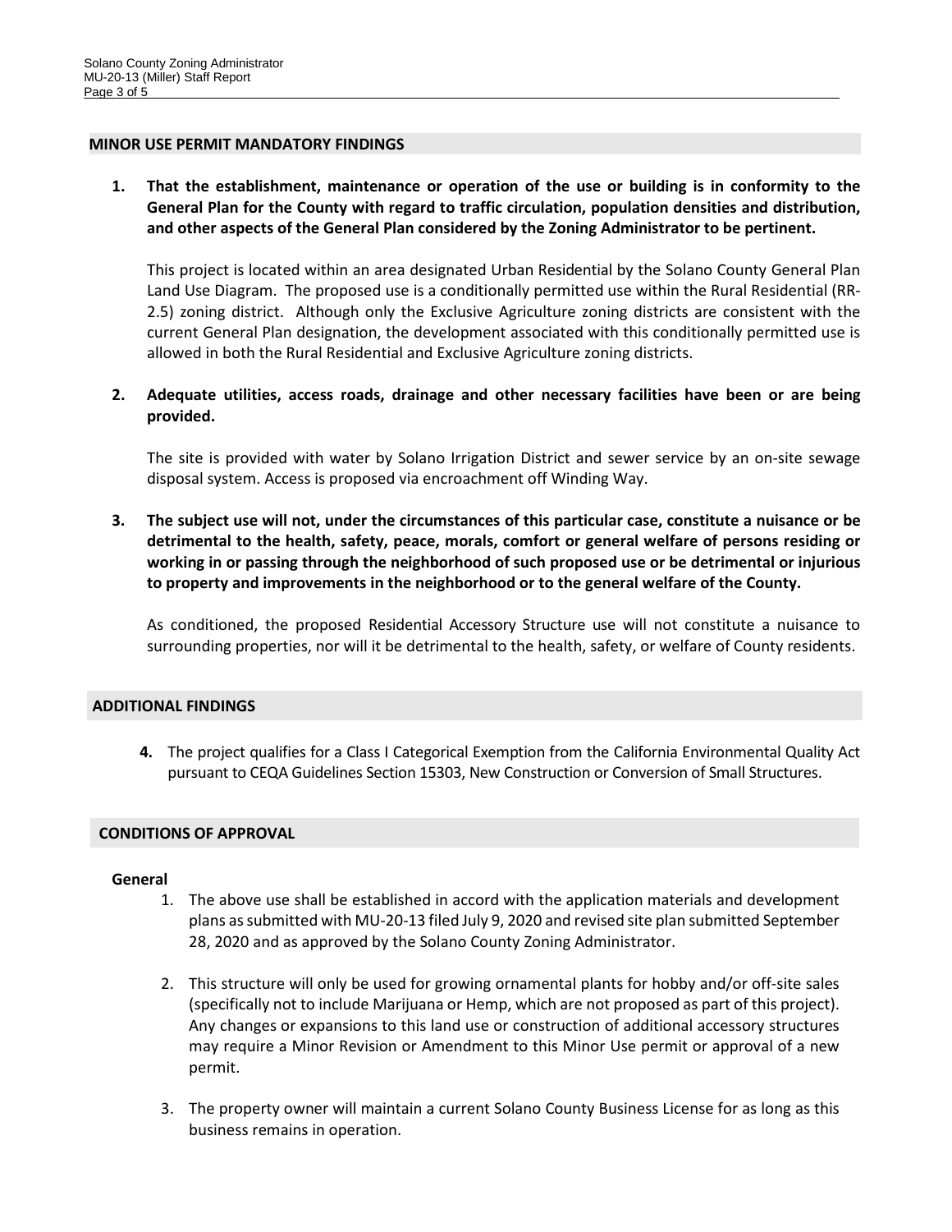## MINOR USE PERMIT MANDATORY FINDINGS

**1. That the establishment, maintenance or operation of the use or building is in conformity to the General Plan for the County with regard to traffic circulation, population densities and distribution, and other aspects of the General Plan considered by the Zoning Administrator to be pertinent.**

This project is located within an area designated Urban Residential by the Solano County General Plan Land Use Diagram. The proposed use is a conditionally permitted use within the Rural Residential (RR-2.5) zoning district. Although only the Exclusive Agriculture zoning districts are consistent with the current General Plan designation, the development associated with this conditionally permitted use is allowed in both the Rural Residential and Exclusive Agriculture zoning districts.

**2. Adequate utilities, access roads, drainage and other necessary facilities have been or are being provided.**

The site is provided with water by Solano Irrigation District and sewer service by an on-site sewage disposal system. Access is proposed via encroachment off Winding Way.

**3. The subject use will not, under the circumstances of this particular case, constitute a nuisance or be detrimental to the health, safety, peace, morals, comfort or general welfare of persons residing or working in or passing through the neighborhood of such proposed use or be detrimental or injurious to property and improvements in the neighborhood or to the general welfare of the County.**

As conditioned, the proposed Residential Accessory Structure use will not constitute a nuisance to surrounding properties, nor will it be detrimental to the health, safety, or welfare of County residents.

## ADDITIONAL FINDINGS

**4.** The project qualifies for a Class I Categorical Exemption from the California Environmental Quality Act pursuant to CEQA Guidelines Section 15303, New Construction or Conversion of Small Structures.

## CONDITIONS OF APPROVAL

**General**

1. The above use shall be established in accord with the application materials and development plans as submitted with MU-20-13 filed July 9, 2020 and revised site plan submitted September 28, 2020 and as approved by the Solano County Zoning Administrator.
2. This structure will only be used for growing ornamental plants for hobby and/or off-site sales (specifically not to include Marijuana or Hemp, which are not proposed as part of this project). Any changes or expansions to this land use or construction of additional accessory structures may require a Minor Revision or Amendment to this Minor Use permit or approval of a new permit.
3. The property owner will maintain a current Solano County Business License for as long as this business remains in operation.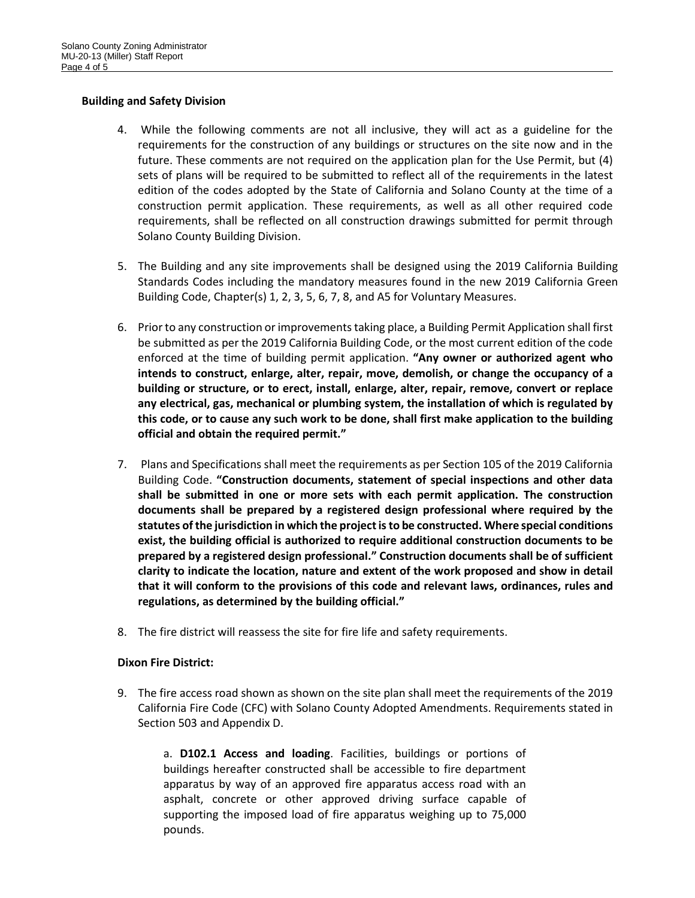**Building and Safety Division**

4. While the following comments are not all inclusive, they will act as a guideline for the requirements for the construction of any buildings or structures on the site now and in the future. These comments are not required on the application plan for the Use Permit, but (4) sets of plans will be required to be submitted to reflect all of the requirements in the latest edition of the codes adopted by the State of California and Solano County at the time of a construction permit application. These requirements, as well as all other required code requirements, shall be reflected on all construction drawings submitted for permit through Solano County Building Division.

5. The Building and any site improvements shall be designed using the 2019 California Building Standards Codes including the mandatory measures found in the new 2019 California Green Building Code, Chapter(s) 1, 2, 3, 5, 6, 7, 8, and A5 for Voluntary Measures.

6. Prior to any construction or improvements taking place, a Building Permit Application shall first be submitted as per the 2019 California Building Code, or the most current edition of the code enforced at the time of building permit application. **"Any owner or authorized agent who intends to construct, enlarge, alter, repair, move, demolish, or change the occupancy of a building or structure, or to erect, install, enlarge, alter, repair, remove, convert or replace any electrical, gas, mechanical or plumbing system, the installation of which is regulated by this code, or to cause any such work to be done, shall first make application to the building official and obtain the required permit."**

7. Plans and Specifications shall meet the requirements as per Section 105 of the 2019 California Building Code. **"Construction documents, statement of special inspections and other data shall be submitted in one or more sets with each permit application. The construction documents shall be prepared by a registered design professional where required by the statutes of the jurisdiction in which the project is to be constructed. Where special conditions exist, the building official is authorized to require additional construction documents to be prepared by a registered design professional." Construction documents shall be of sufficient clarity to indicate the location, nature and extent of the work proposed and show in detail that it will conform to the provisions of this code and relevant laws, ordinances, rules and regulations, as determined by the building official."**

8. The fire district will reassess the site for fire life and safety requirements.

**Dixon Fire District:**

9. The fire access road shown as shown on the site plan shall meet the requirements of the 2019 California Fire Code (CFC) with Solano County Adopted Amendments. Requirements stated in Section 503 and Appendix D.

   a. **D102.1 Access and loading**. Facilities, buildings or portions of buildings hereafter constructed shall be accessible to fire department apparatus by way of an approved fire apparatus access road with an asphalt, concrete or other approved driving surface capable of supporting the imposed load of fire apparatus weighing up to 75,000 pounds.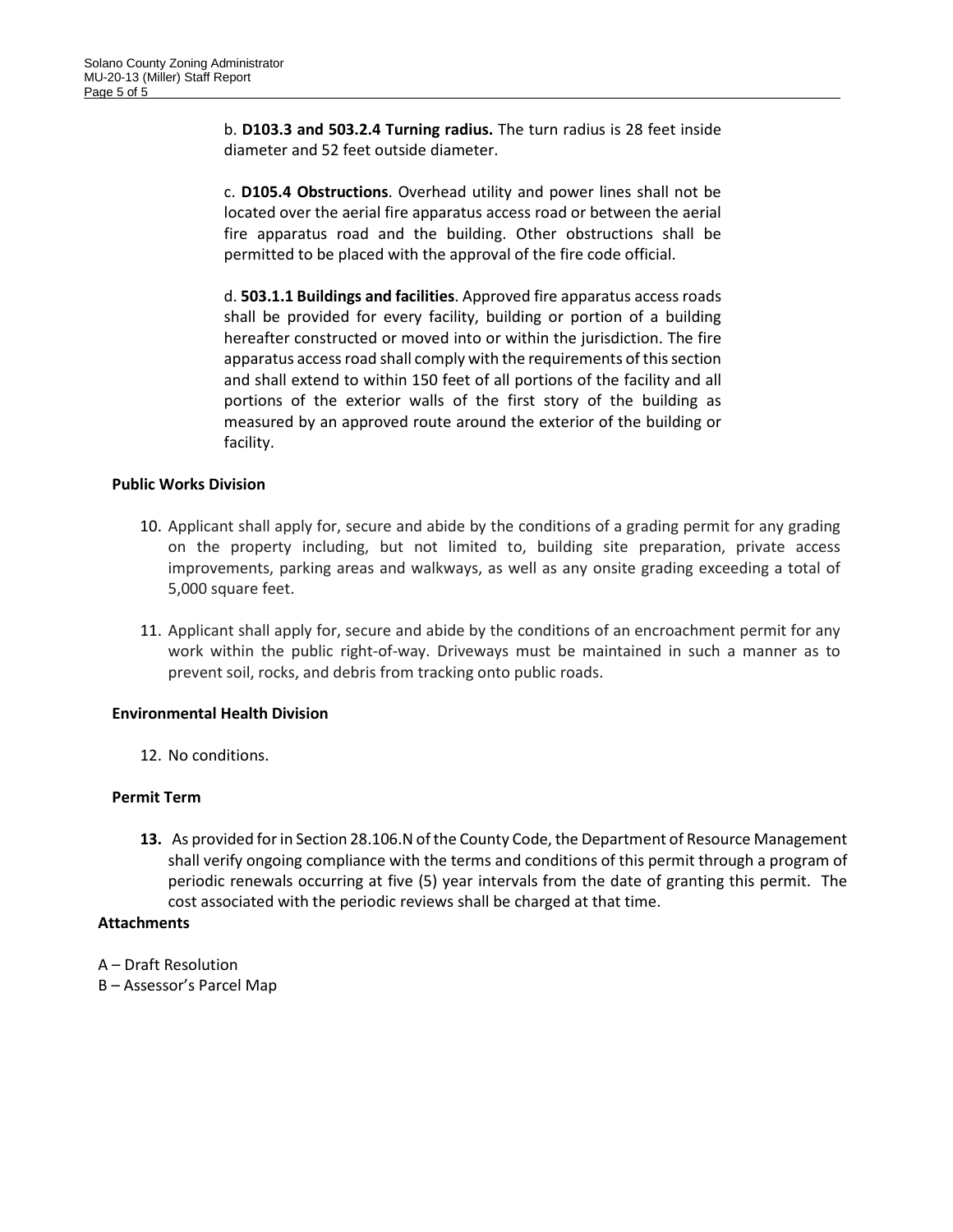b. **D103.3 and 503.2.4 Turning radius.** The turn radius is 28 feet inside diameter and 52 feet outside diameter.

c. **D105.4 Obstructions**. Overhead utility and power lines shall not be located over the aerial fire apparatus access road or between the aerial fire apparatus road and the building. Other obstructions shall be permitted to be placed with the approval of the fire code official.

d. **503.1.1 Buildings and facilities**. Approved fire apparatus access roads shall be provided for every facility, building or portion of a building hereafter constructed or moved into or within the jurisdiction. The fire apparatus access road shall comply with the requirements of this section and shall extend to within 150 feet of all portions of the facility and all portions of the exterior walls of the first story of the building as measured by an approved route around the exterior of the building or facility.

**Public Works Division**

10. Applicant shall apply for, secure and abide by the conditions of a grading permit for any grading on the property including, but not limited to, building site preparation, private access improvements, parking areas and walkways, as well as any onsite grading exceeding a total of 5,000 square feet.

11. Applicant shall apply for, secure and abide by the conditions of an encroachment permit for any work within the public right-of-way. Driveways must be maintained in such a manner as to prevent soil, rocks, and debris from tracking onto public roads.

**Environmental Health Division**

12. No conditions.

**Permit Term**

13. As provided for in Section 28.106.N of the County Code, the Department of Resource Management shall verify ongoing compliance with the terms and conditions of this permit through a program of periodic renewals occurring at five (5) year intervals from the date of granting this permit. The cost associated with the periodic reviews shall be charged at that time.

**Attachments**

A – Draft Resolution
B – Assessor's Parcel Map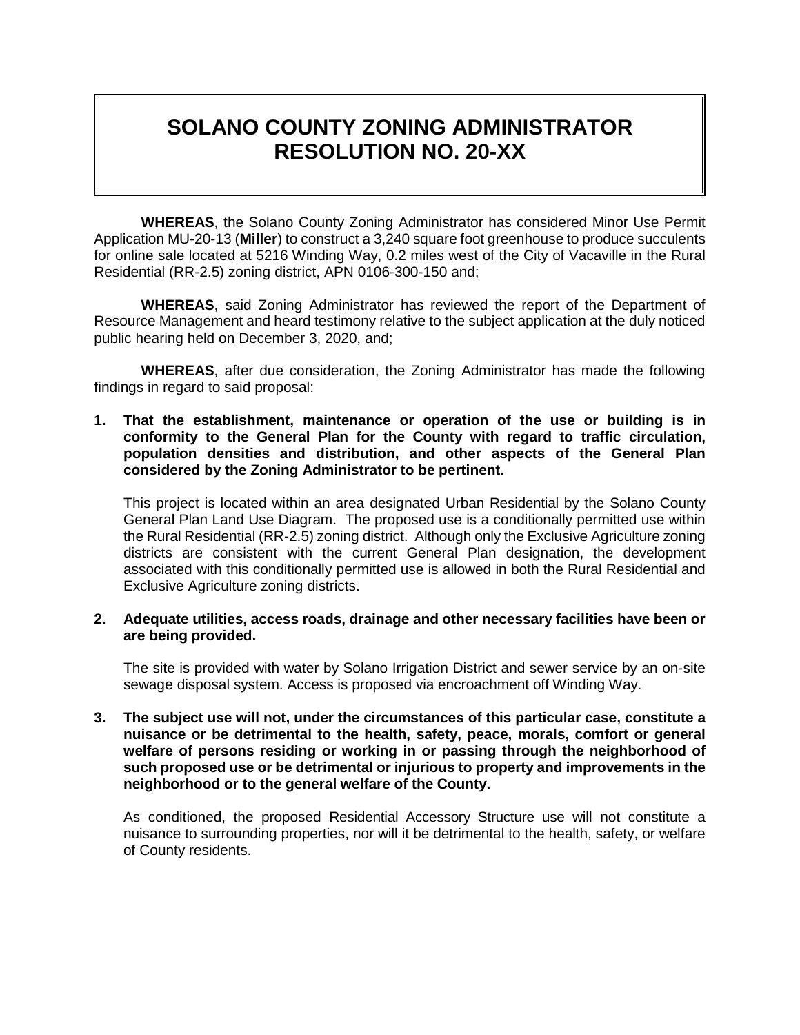# SOLANO COUNTY ZONING ADMINISTRATOR RESOLUTION NO. 20-XX

**WHEREAS**, the Solano County Zoning Administrator has considered Minor Use Permit Application MU-20-13 (**Miller**) to construct a 3,240 square foot greenhouse to produce succulents for online sale located at 5216 Winding Way, 0.2 miles west of the City of Vacaville in the Rural Residential (RR-2.5) zoning district, APN 0106-300-150 and;

**WHEREAS**, said Zoning Administrator has reviewed the report of the Department of Resource Management and heard testimony relative to the subject application at the duly noticed public hearing held on December 3, 2020, and;

**WHEREAS**, after due consideration, the Zoning Administrator has made the following findings in regard to said proposal:

**1. That the establishment, maintenance or operation of the use or building is in conformity to the General Plan for the County with regard to traffic circulation, population densities and distribution, and other aspects of the General Plan considered by the Zoning Administrator to be pertinent.**

This project is located within an area designated Urban Residential by the Solano County General Plan Land Use Diagram. The proposed use is a conditionally permitted use within the Rural Residential (RR-2.5) zoning district. Although only the Exclusive Agriculture zoning districts are consistent with the current General Plan designation, the development associated with this conditionally permitted use is allowed in both the Rural Residential and Exclusive Agriculture zoning districts.

**2. Adequate utilities, access roads, drainage and other necessary facilities have been or are being provided.**

The site is provided with water by Solano Irrigation District and sewer service by an on-site sewage disposal system. Access is proposed via encroachment off Winding Way.

**3. The subject use will not, under the circumstances of this particular case, constitute a nuisance or be detrimental to the health, safety, peace, morals, comfort or general welfare of persons residing or working in or passing through the neighborhood of such proposed use or be detrimental or injurious to property and improvements in the neighborhood or to the general welfare of the County.**

As conditioned, the proposed Residential Accessory Structure use will not constitute a nuisance to surrounding properties, nor will it be detrimental to the health, safety, or welfare of County residents.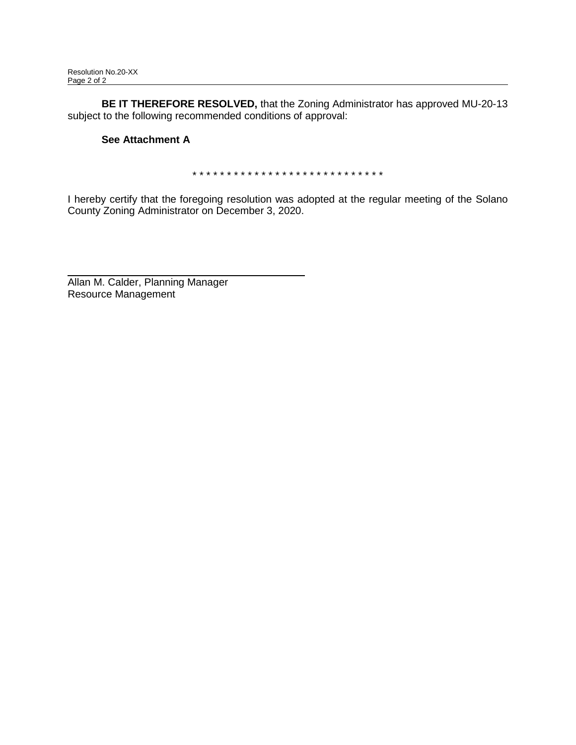**BE IT THEREFORE RESOLVED,** that the Zoning Administrator has approved MU-20-13 subject to the following recommended conditions of approval:

**See Attachment A**

* * * * * * * * * * * * * * * * * * * * * * * * * * * * *

I hereby certify that the foregoing resolution was adopted at the regular meeting of the Solano County Zoning Administrator on December 3, 2020.

Allan M. Calder, Planning Manager
Resource Management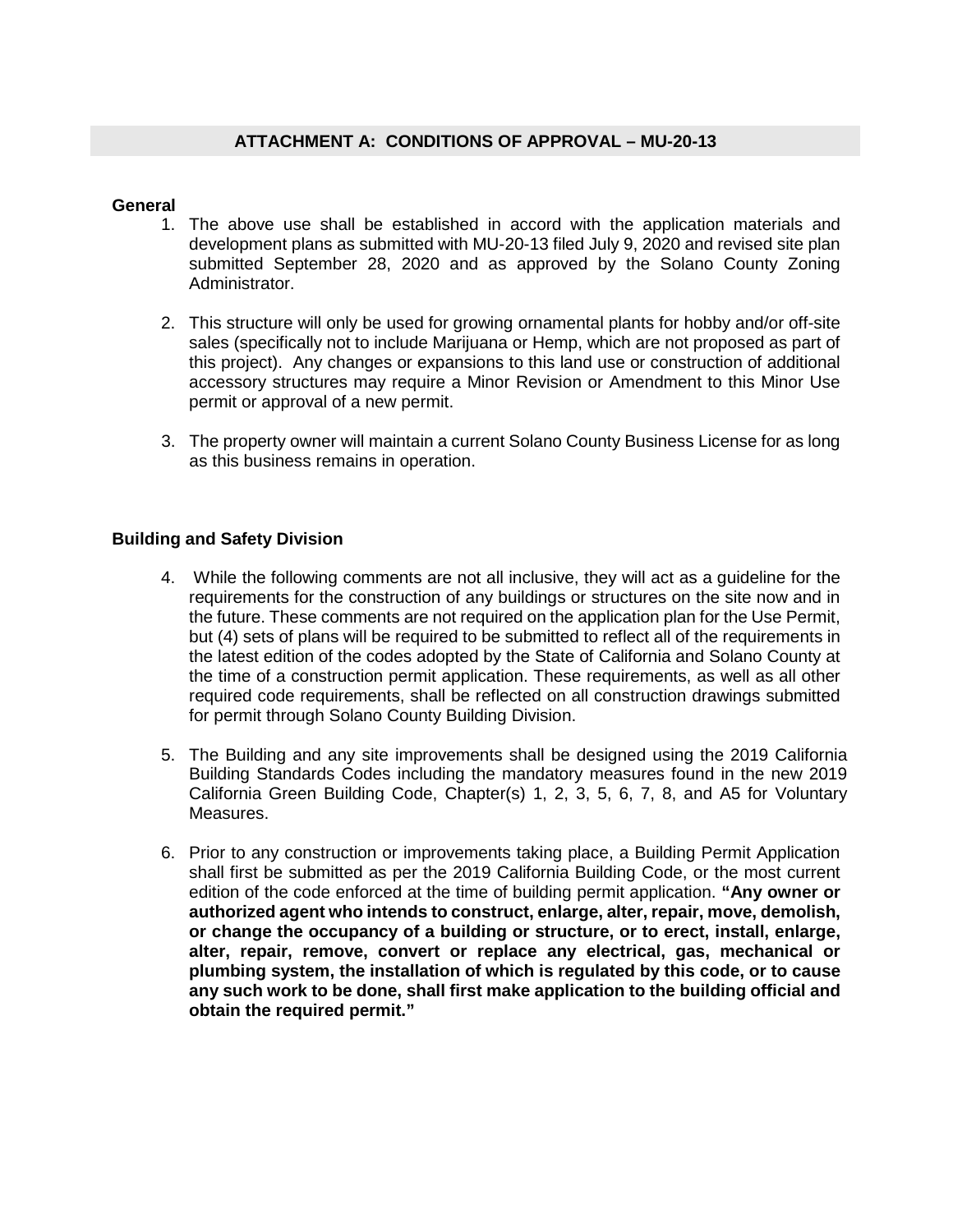## ATTACHMENT A: CONDITIONS OF APPROVAL – MU-20-13

### General

1. The above use shall be established in accord with the application materials and development plans as submitted with MU-20-13 filed July 9, 2020 and revised site plan submitted September 28, 2020 and as approved by the Solano County Zoning Administrator.

2. This structure will only be used for growing ornamental plants for hobby and/or off-site sales (specifically not to include Marijuana or Hemp, which are not proposed as part of this project). Any changes or expansions to this land use or construction of additional accessory structures may require a Minor Revision or Amendment to this Minor Use permit or approval of a new permit.

3. The property owner will maintain a current Solano County Business License for as long as this business remains in operation.

### Building and Safety Division

4. While the following comments are not all inclusive, they will act as a guideline for the requirements for the construction of any buildings or structures on the site now and in the future. These comments are not required on the application plan for the Use Permit, but (4) sets of plans will be required to be submitted to reflect all of the requirements in the latest edition of the codes adopted by the State of California and Solano County at the time of a construction permit application. These requirements, as well as all other required code requirements, shall be reflected on all construction drawings submitted for permit through Solano County Building Division.

5. The Building and any site improvements shall be designed using the 2019 California Building Standards Codes including the mandatory measures found in the new 2019 California Green Building Code, Chapter(s) 1, 2, 3, 5, 6, 7, 8, and A5 for Voluntary Measures.

6. Prior to any construction or improvements taking place, a Building Permit Application shall first be submitted as per the 2019 California Building Code, or the most current edition of the code enforced at the time of building permit application. **"Any owner or authorized agent who intends to construct, enlarge, alter, repair, move, demolish, or change the occupancy of a building or structure, or to erect, install, enlarge, alter, repair, remove, convert or replace any electrical, gas, mechanical or plumbing system, the installation of which is regulated by this code, or to cause any such work to be done, shall first make application to the building official and obtain the required permit."**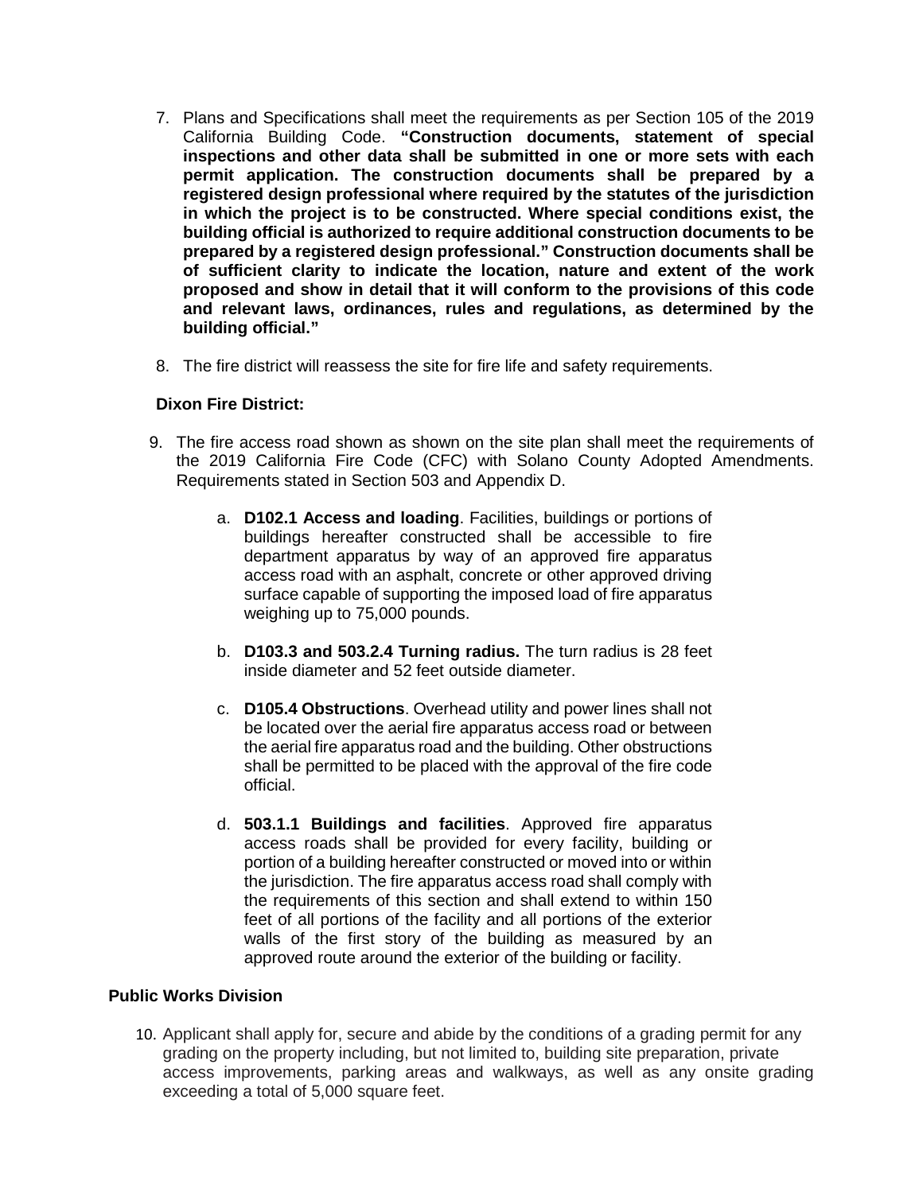7. Plans and Specifications shall meet the requirements as per Section 105 of the 2019 California Building Code. **"Construction documents, statement of special inspections and other data shall be submitted in one or more sets with each permit application. The construction documents shall be prepared by a registered design professional where required by the statutes of the jurisdiction in which the project is to be constructed. Where special conditions exist, the building official is authorized to require additional construction documents to be prepared by a registered design professional." Construction documents shall be of sufficient clarity to indicate the location, nature and extent of the work proposed and show in detail that it will conform to the provisions of this code and relevant laws, ordinances, rules and regulations, as determined by the building official."**

8. The fire district will reassess the site for fire life and safety requirements.

**Dixon Fire District:**

9. The fire access road shown as shown on the site plan shall meet the requirements of the 2019 California Fire Code (CFC) with Solano County Adopted Amendments. Requirements stated in Section 503 and Appendix D.

   a. **D102.1 Access and loading**. Facilities, buildings or portions of buildings hereafter constructed shall be accessible to fire department apparatus by way of an approved fire apparatus access road with an asphalt, concrete or other approved driving surface capable of supporting the imposed load of fire apparatus weighing up to 75,000 pounds.

   b. **D103.3 and 503.2.4 Turning radius.** The turn radius is 28 feet inside diameter and 52 feet outside diameter.

   c. **D105.4 Obstructions**. Overhead utility and power lines shall not be located over the aerial fire apparatus access road or between the aerial fire apparatus road and the building. Other obstructions shall be permitted to be placed with the approval of the fire code official.

   d. **503.1.1 Buildings and facilities**. Approved fire apparatus access roads shall be provided for every facility, building or portion of a building hereafter constructed or moved into or within the jurisdiction. The fire apparatus access road shall comply with the requirements of this section and shall extend to within 150 feet of all portions of the facility and all portions of the exterior walls of the first story of the building as measured by an approved route around the exterior of the building or facility.

**Public Works Division**

10. Applicant shall apply for, secure and abide by the conditions of a grading permit for any grading on the property including, but not limited to, building site preparation, private access improvements, parking areas and walkways, as well as any onsite grading exceeding a total of 5,000 square feet.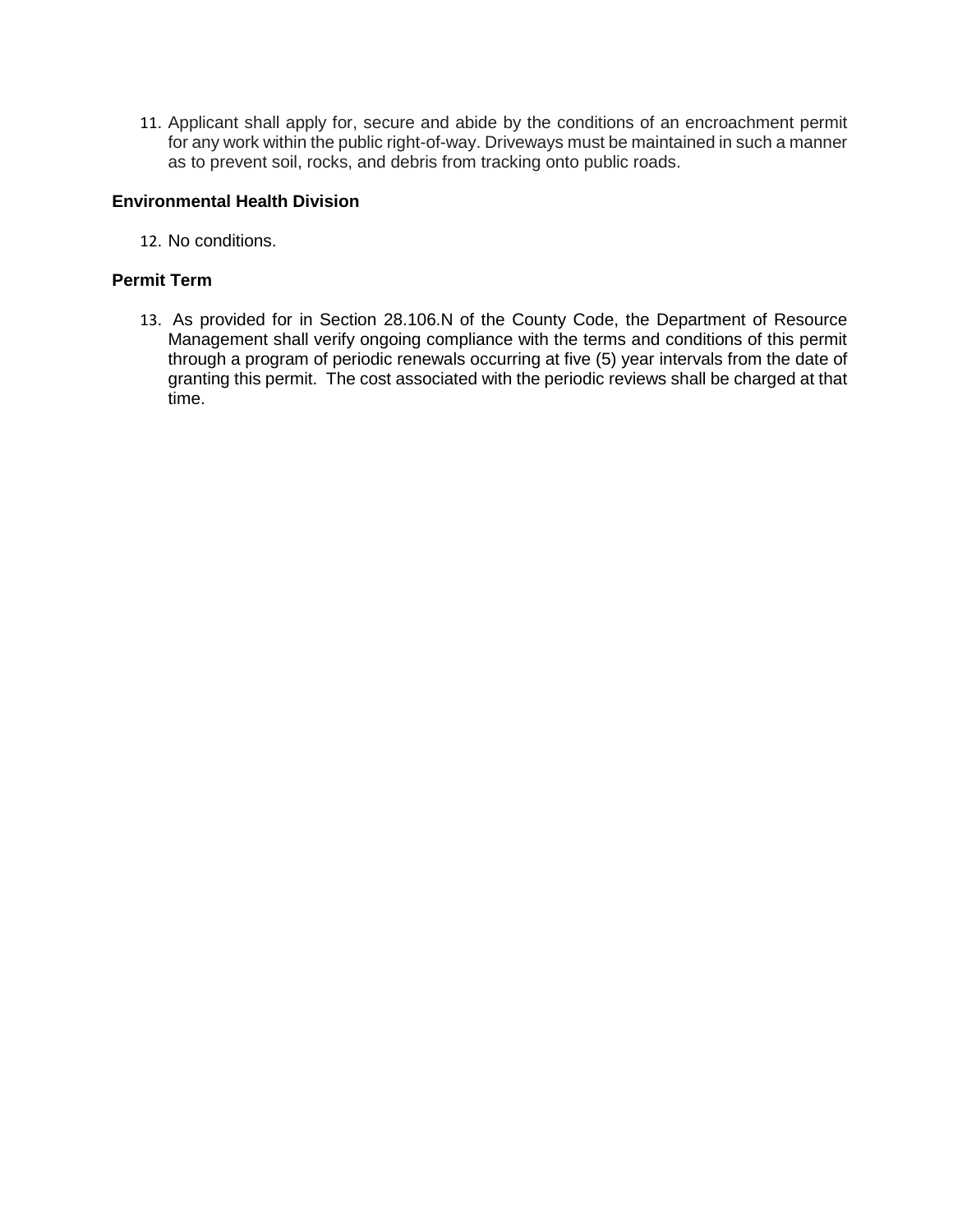11. Applicant shall apply for, secure and abide by the conditions of an encroachment permit for any work within the public right-of-way. Driveways must be maintained in such a manner as to prevent soil, rocks, and debris from tracking onto public roads.

**Environmental Health Division**

12. No conditions.

**Permit Term**

13. As provided for in Section 28.106.N of the County Code, the Department of Resource Management shall verify ongoing compliance with the terms and conditions of this permit through a program of periodic renewals occurring at five (5) year intervals from the date of granting this permit. The cost associated with the periodic reviews shall be charged at that time.